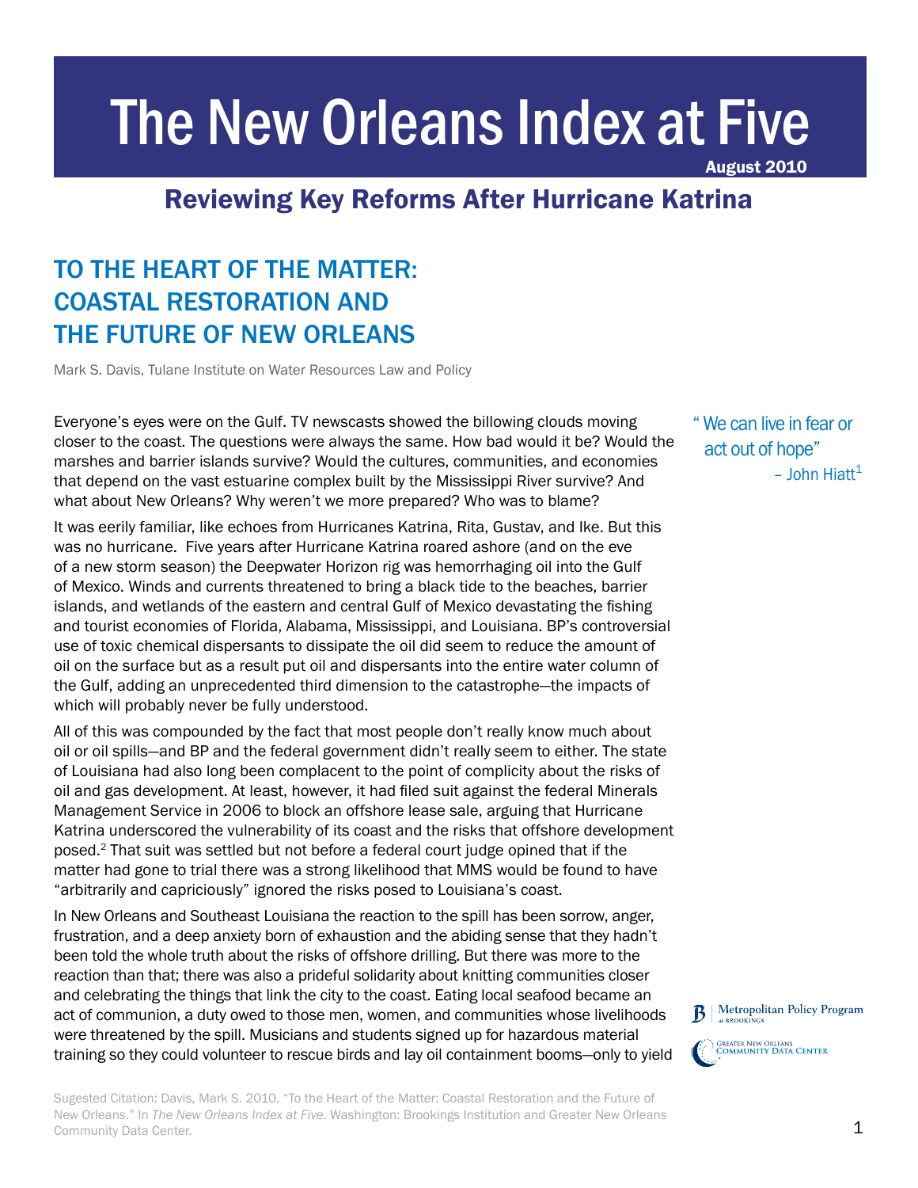# The New Orleans Index at Five

August 2010

## Reviewing Key Reforms After Hurricane Katrina

## TO THE HEART OF THE MATTER: COASTAL RESTORATION AND THE FUTURE OF NEW ORLEANS

Mark S. Davis, Tulane Institute on Water Resources Law and Policy

> "We can live in fear or act out of hope"
> – John Hiatt[1]

Everyone's eyes were on the Gulf. TV newscasts showed the billowing clouds moving closer to the coast. The questions were always the same. How bad would it be? Would the marshes and barrier islands survive? Would the cultures, communities, and economies that depend on the vast estuarine complex built by the Mississippi River survive? And what about New Orleans? Why weren't we more prepared? Who was to blame?

It was eerily familiar, like echoes from Hurricanes Katrina, Rita, Gustav, and Ike. But this was no hurricane. Five years after Hurricane Katrina roared ashore (and on the eve of a new storm season) the Deepwater Horizon rig was hemorrhaging oil into the Gulf of Mexico. Winds and currents threatened to bring a black tide to the beaches, barrier islands, and wetlands of the eastern and central Gulf of Mexico devastating the fishing and tourist economies of Florida, Alabama, Mississippi, and Louisiana. BP's controversial use of toxic chemical dispersants to dissipate the oil did seem to reduce the amount of oil on the surface but as a result put oil and dispersants into the entire water column of the Gulf, adding an unprecedented third dimension to the catastrophe—the impacts of which will probably never be fully understood.

All of this was compounded by the fact that most people don't really know much about oil or oil spills—and BP and the federal government didn't really seem to either. The state of Louisiana had also long been complacent to the point of complicity about the risks of oil and gas development. At least, however, it had filed suit against the federal Minerals Management Service in 2006 to block an offshore lease sale, arguing that Hurricane Katrina underscored the vulnerability of its coast and the risks that offshore development posed.[2] That suit was settled but not before a federal court judge opined that if the matter had gone to trial there was a strong likelihood that MMS would be found to have "arbitrarily and capriciously" ignored the risks posed to Louisiana's coast.

In New Orleans and Southeast Louisiana the reaction to the spill has been sorrow, anger, frustration, and a deep anxiety born of exhaustion and the abiding sense that they hadn't been told the whole truth about the risks of offshore drilling. But there was more to the reaction than that; there was also a prideful solidarity about knitting communities closer and celebrating the things that link the city to the coast. Eating local seafood became an act of communion, a duty owed to those men, women, and communities whose livelihoods were threatened by the spill. Musicians and students signed up for hazardous material training so they could volunteer to rescue birds and lay oil containment booms—only to yield

Sugested Citation: Davis, Mark S. 2010. "To the Heart of the Matter: Coastal Restoration and the Future of New Orleans." In *The New Orleans Index at Five*. Washington: Brookings Institution and Greater New Orleans Community Data Center.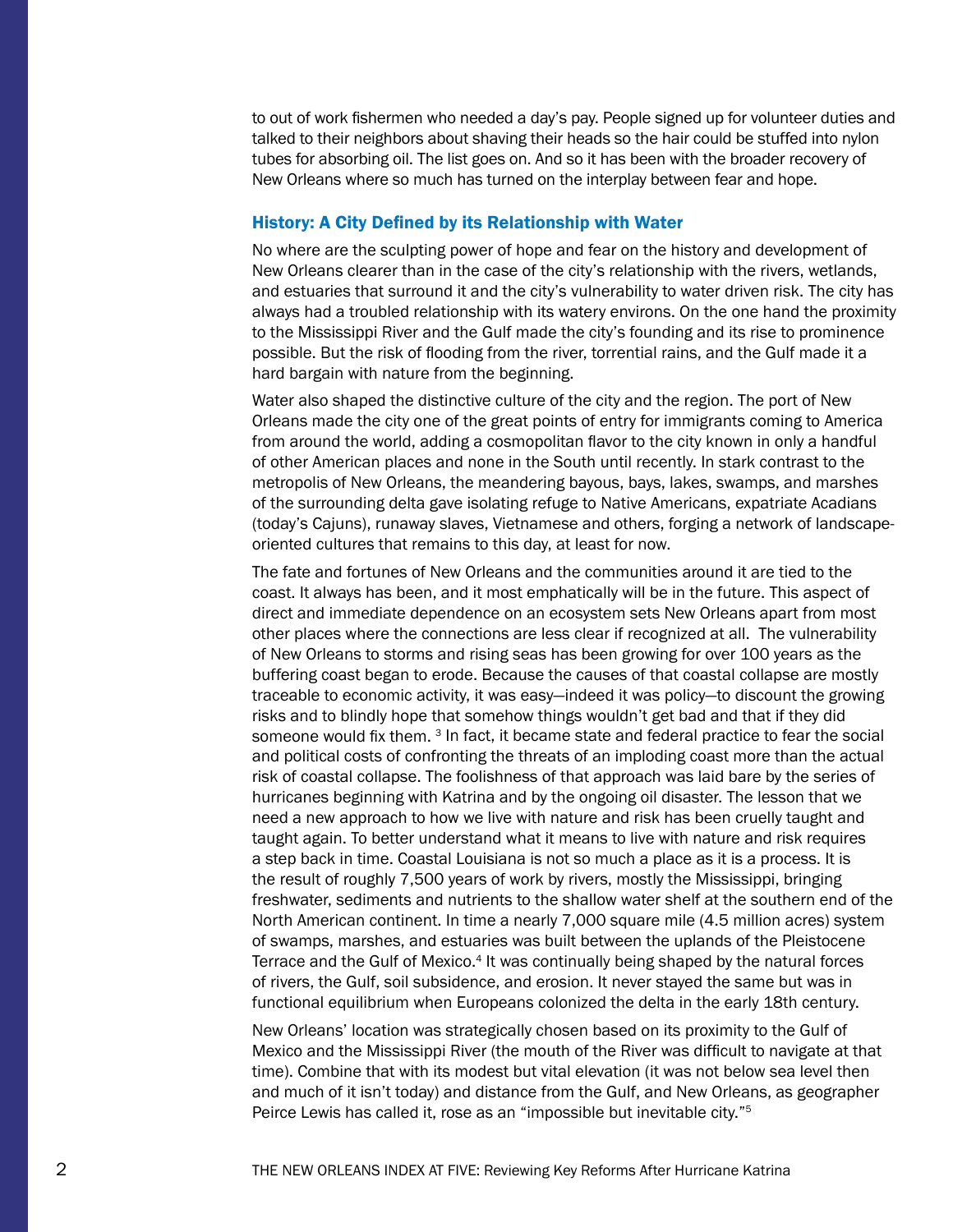to out of work fishermen who needed a day's pay. People signed up for volunteer duties and talked to their neighbors about shaving their heads so the hair could be stuffed into nylon tubes for absorbing oil. The list goes on. And so it has been with the broader recovery of New Orleans where so much has turned on the interplay between fear and hope.

## History: A City Defined by its Relationship with Water

No where are the sculpting power of hope and fear on the history and development of New Orleans clearer than in the case of the city's relationship with the rivers, wetlands, and estuaries that surround it and the city's vulnerability to water driven risk. The city has always had a troubled relationship with its watery environs. On the one hand the proximity to the Mississippi River and the Gulf made the city's founding and its rise to prominence possible. But the risk of flooding from the river, torrential rains, and the Gulf made it a hard bargain with nature from the beginning.

Water also shaped the distinctive culture of the city and the region. The port of New Orleans made the city one of the great points of entry for immigrants coming to America from around the world, adding a cosmopolitan flavor to the city known in only a handful of other American places and none in the South until recently. In stark contrast to the metropolis of New Orleans, the meandering bayous, bays, lakes, swamps, and marshes of the surrounding delta gave isolating refuge to Native Americans, expatriate Acadians (today's Cajuns), runaway slaves, Vietnamese and others, forging a network of landscape-oriented cultures that remains to this day, at least for now.

The fate and fortunes of New Orleans and the communities around it are tied to the coast. It always has been, and it most emphatically will be in the future. This aspect of direct and immediate dependence on an ecosystem sets New Orleans apart from most other places where the connections are less clear if recognized at all. The vulnerability of New Orleans to storms and rising seas has been growing for over 100 years as the buffering coast began to erode. Because the causes of that coastal collapse are mostly traceable to economic activity, it was easy—indeed it was policy—to discount the growing risks and to blindly hope that somehow things wouldn't get bad and that if they did someone would fix them. [3] In fact, it became state and federal practice to fear the social and political costs of confronting the threats of an imploding coast more than the actual risk of coastal collapse. The foolishness of that approach was laid bare by the series of hurricanes beginning with Katrina and by the ongoing oil disaster. The lesson that we need a new approach to how we live with nature and risk has been cruelly taught and taught again. To better understand what it means to live with nature and risk requires a step back in time. Coastal Louisiana is not so much a place as it is a process. It is the result of roughly 7,500 years of work by rivers, mostly the Mississippi, bringing freshwater, sediments and nutrients to the shallow water shelf at the southern end of the North American continent. In time a nearly 7,000 square mile (4.5 million acres) system of swamps, marshes, and estuaries was built between the uplands of the Pleistocene Terrace and the Gulf of Mexico.[4] It was continually being shaped by the natural forces of rivers, the Gulf, soil subsidence, and erosion. It never stayed the same but was in functional equilibrium when Europeans colonized the delta in the early 18th century.

New Orleans' location was strategically chosen based on its proximity to the Gulf of Mexico and the Mississippi River (the mouth of the River was difficult to navigate at that time). Combine that with its modest but vital elevation (it was not below sea level then and much of it isn't today) and distance from the Gulf, and New Orleans, as geographer Peirce Lewis has called it, rose as an "impossible but inevitable city."[5]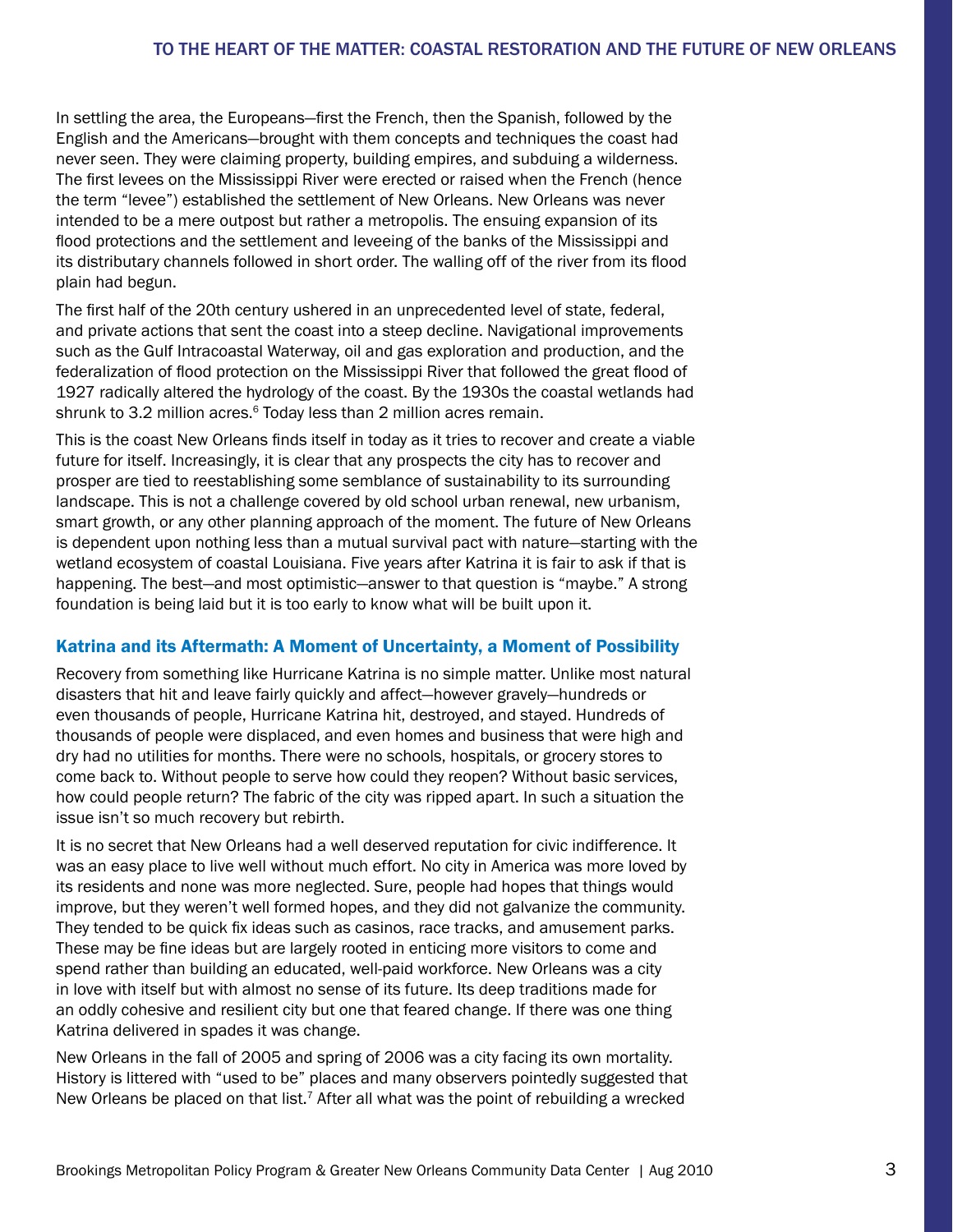In settling the area, the Europeans—first the French, then the Spanish, followed by the English and the Americans—brought with them concepts and techniques the coast had never seen. They were claiming property, building empires, and subduing a wilderness. The first levees on the Mississippi River were erected or raised when the French (hence the term "levee") established the settlement of New Orleans. New Orleans was never intended to be a mere outpost but rather a metropolis. The ensuing expansion of its flood protections and the settlement and leveeing of the banks of the Mississippi and its distributary channels followed in short order. The walling off of the river from its flood plain had begun.

The first half of the 20th century ushered in an unprecedented level of state, federal, and private actions that sent the coast into a steep decline. Navigational improvements such as the Gulf Intracoastal Waterway, oil and gas exploration and production, and the federalization of flood protection on the Mississippi River that followed the great flood of 1927 radically altered the hydrology of the coast. By the 1930s the coastal wetlands had shrunk to 3.2 million acres.[6] Today less than 2 million acres remain.

This is the coast New Orleans finds itself in today as it tries to recover and create a viable future for itself. Increasingly, it is clear that any prospects the city has to recover and prosper are tied to reestablishing some semblance of sustainability to its surrounding landscape. This is not a challenge covered by old school urban renewal, new urbanism, smart growth, or any other planning approach of the moment. The future of New Orleans is dependent upon nothing less than a mutual survival pact with nature—starting with the wetland ecosystem of coastal Louisiana. Five years after Katrina it is fair to ask if that is happening. The best—and most optimistic—answer to that question is "maybe." A strong foundation is being laid but it is too early to know what will be built upon it.

## Katrina and its Aftermath: A Moment of Uncertainty, a Moment of Possibility

Recovery from something like Hurricane Katrina is no simple matter. Unlike most natural disasters that hit and leave fairly quickly and affect—however gravely—hundreds or even thousands of people, Hurricane Katrina hit, destroyed, and stayed. Hundreds of thousands of people were displaced, and even homes and business that were high and dry had no utilities for months. There were no schools, hospitals, or grocery stores to come back to. Without people to serve how could they reopen? Without basic services, how could people return? The fabric of the city was ripped apart. In such a situation the issue isn't so much recovery but rebirth.

It is no secret that New Orleans had a well deserved reputation for civic indifference. It was an easy place to live well without much effort. No city in America was more loved by its residents and none was more neglected. Sure, people had hopes that things would improve, but they weren't well formed hopes, and they did not galvanize the community. They tended to be quick fix ideas such as casinos, race tracks, and amusement parks. These may be fine ideas but are largely rooted in enticing more visitors to come and spend rather than building an educated, well-paid workforce. New Orleans was a city in love with itself but with almost no sense of its future. Its deep traditions made for an oddly cohesive and resilient city but one that feared change. If there was one thing Katrina delivered in spades it was change.

New Orleans in the fall of 2005 and spring of 2006 was a city facing its own mortality. History is littered with "used to be" places and many observers pointedly suggested that New Orleans be placed on that list.[7] After all what was the point of rebuilding a wrecked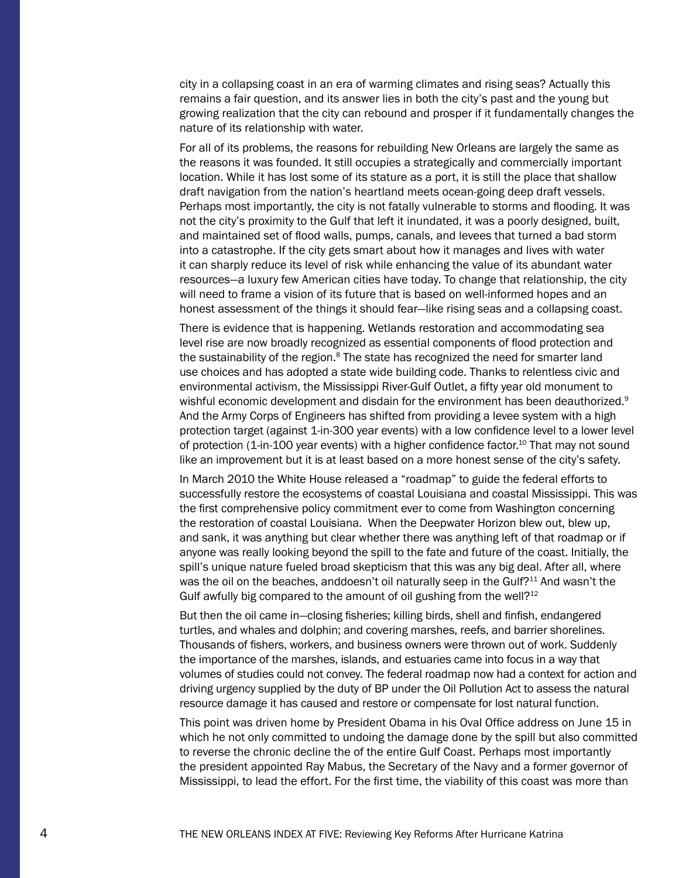city in a collapsing coast in an era of warming climates and rising seas? Actually this remains a fair question, and its answer lies in both the city's past and the young but growing realization that the city can rebound and prosper if it fundamentally changes the nature of its relationship with water.

For all of its problems, the reasons for rebuilding New Orleans are largely the same as the reasons it was founded. It still occupies a strategically and commercially important location. While it has lost some of its stature as a port, it is still the place that shallow draft navigation from the nation's heartland meets ocean-going deep draft vessels. Perhaps most importantly, the city is not fatally vulnerable to storms and flooding. It was not the city's proximity to the Gulf that left it inundated, it was a poorly designed, built, and maintained set of flood walls, pumps, canals, and levees that turned a bad storm into a catastrophe. If the city gets smart about how it manages and lives with water it can sharply reduce its level of risk while enhancing the value of its abundant water resources—a luxury few American cities have today. To change that relationship, the city will need to frame a vision of its future that is based on well-informed hopes and an honest assessment of the things it should fear—like rising seas and a collapsing coast.

There is evidence that is happening. Wetlands restoration and accommodating sea level rise are now broadly recognized as essential components of flood protection and the sustainability of the region.[8] The state has recognized the need for smarter land use choices and has adopted a state wide building code. Thanks to relentless civic and environmental activism, the Mississippi River-Gulf Outlet, a fifty year old monument to wishful economic development and disdain for the environment has been deauthorized.[9] And the Army Corps of Engineers has shifted from providing a levee system with a high protection target (against 1-in-300 year events) with a low confidence level to a lower level of protection (1-in-100 year events) with a higher confidence factor.[10] That may not sound like an improvement but it is at least based on a more honest sense of the city's safety.

In March 2010 the White House released a "roadmap" to guide the federal efforts to successfully restore the ecosystems of coastal Louisiana and coastal Mississippi. This was the first comprehensive policy commitment ever to come from Washington concerning the restoration of coastal Louisiana. When the Deepwater Horizon blew out, blew up, and sank, it was anything but clear whether there was anything left of that roadmap or if anyone was really looking beyond the spill to the fate and future of the coast. Initially, the spill's unique nature fueled broad skepticism that this was any big deal. After all, where was the oil on the beaches, anddoesn't oil naturally seep in the Gulf?[11] And wasn't the Gulf awfully big compared to the amount of oil gushing from the well?[12]

But then the oil came in—closing fisheries; killing birds, shell and finfish, endangered turtles, and whales and dolphin; and covering marshes, reefs, and barrier shorelines. Thousands of fishers, workers, and business owners were thrown out of work. Suddenly the importance of the marshes, islands, and estuaries came into focus in a way that volumes of studies could not convey. The federal roadmap now had a context for action and driving urgency supplied by the duty of BP under the Oil Pollution Act to assess the natural resource damage it has caused and restore or compensate for lost natural function.

This point was driven home by President Obama in his Oval Office address on June 15 in which he not only committed to undoing the damage done by the spill but also committed to reverse the chronic decline the of the entire Gulf Coast. Perhaps most importantly the president appointed Ray Mabus, the Secretary of the Navy and a former governor of Mississippi, to lead the effort. For the first time, the viability of this coast was more than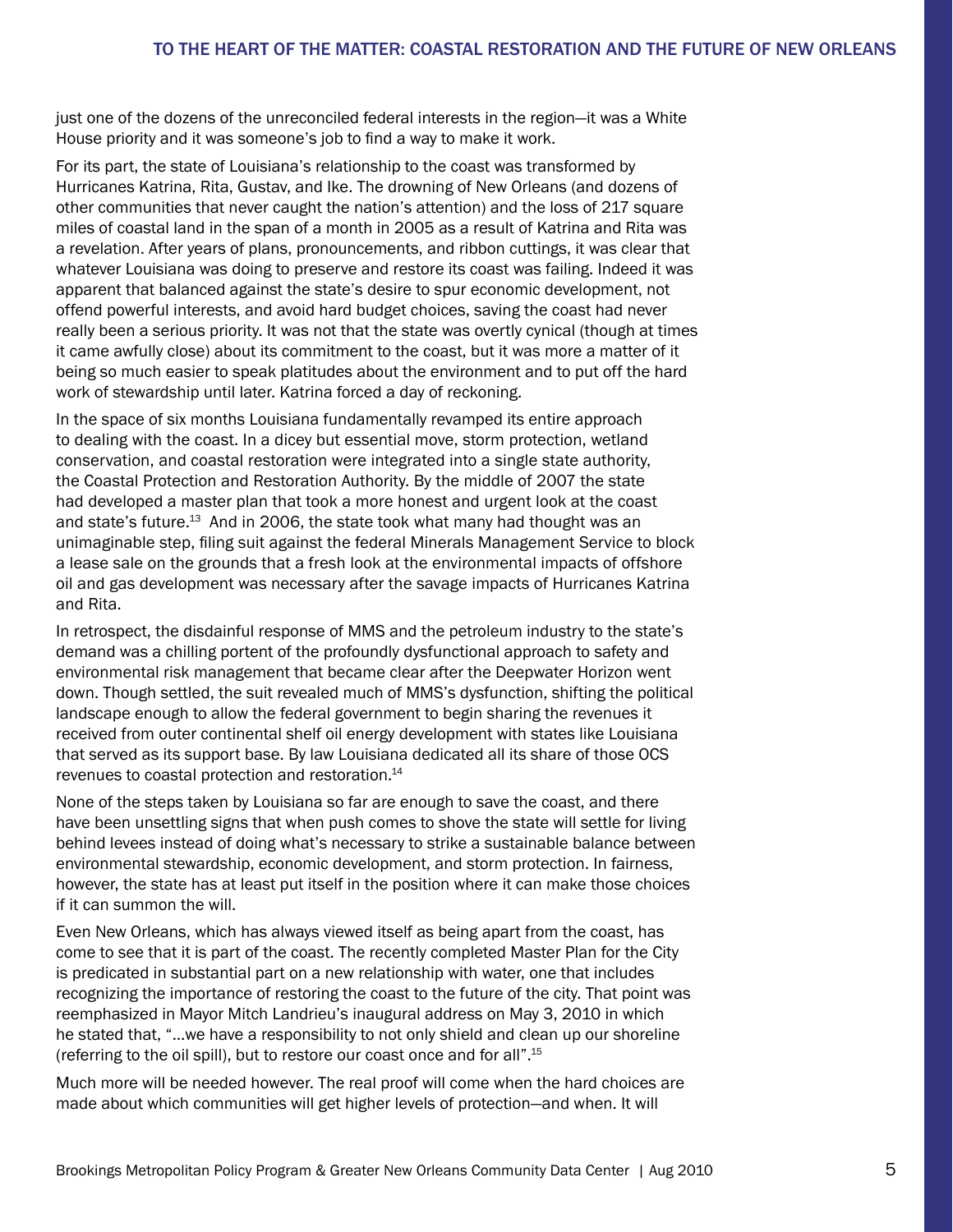just one of the dozens of the unreconciled federal interests in the region—it was a White House priority and it was someone's job to find a way to make it work.

For its part, the state of Louisiana's relationship to the coast was transformed by Hurricanes Katrina, Rita, Gustav, and Ike. The drowning of New Orleans (and dozens of other communities that never caught the nation's attention) and the loss of 217 square miles of coastal land in the span of a month in 2005 as a result of Katrina and Rita was a revelation. After years of plans, pronouncements, and ribbon cuttings, it was clear that whatever Louisiana was doing to preserve and restore its coast was failing. Indeed it was apparent that balanced against the state's desire to spur economic development, not offend powerful interests, and avoid hard budget choices, saving the coast had never really been a serious priority. It was not that the state was overtly cynical (though at times it came awfully close) about its commitment to the coast, but it was more a matter of it being so much easier to speak platitudes about the environment and to put off the hard work of stewardship until later. Katrina forced a day of reckoning.

In the space of six months Louisiana fundamentally revamped its entire approach to dealing with the coast. In a dicey but essential move, storm protection, wetland conservation, and coastal restoration were integrated into a single state authority, the Coastal Protection and Restoration Authority. By the middle of 2007 the state had developed a master plan that took a more honest and urgent look at the coast and state's future.[13] And in 2006, the state took what many had thought was an unimaginable step, filing suit against the federal Minerals Management Service to block a lease sale on the grounds that a fresh look at the environmental impacts of offshore oil and gas development was necessary after the savage impacts of Hurricanes Katrina and Rita.

In retrospect, the disdainful response of MMS and the petroleum industry to the state's demand was a chilling portent of the profoundly dysfunctional approach to safety and environmental risk management that became clear after the Deepwater Horizon went down. Though settled, the suit revealed much of MMS's dysfunction, shifting the political landscape enough to allow the federal government to begin sharing the revenues it received from outer continental shelf oil energy development with states like Louisiana that served as its support base. By law Louisiana dedicated all its share of those OCS revenues to coastal protection and restoration.[14]

None of the steps taken by Louisiana so far are enough to save the coast, and there have been unsettling signs that when push comes to shove the state will settle for living behind levees instead of doing what's necessary to strike a sustainable balance between environmental stewardship, economic development, and storm protection. In fairness, however, the state has at least put itself in the position where it can make those choices if it can summon the will.

Even New Orleans, which has always viewed itself as being apart from the coast, has come to see that it is part of the coast. The recently completed Master Plan for the City is predicated in substantial part on a new relationship with water, one that includes recognizing the importance of restoring the coast to the future of the city. That point was reemphasized in Mayor Mitch Landrieu's inaugural address on May 3, 2010 in which he stated that, "…we have a responsibility to not only shield and clean up our shoreline (referring to the oil spill), but to restore our coast once and for all".[15]

Much more will be needed however. The real proof will come when the hard choices are made about which communities will get higher levels of protection—and when. It will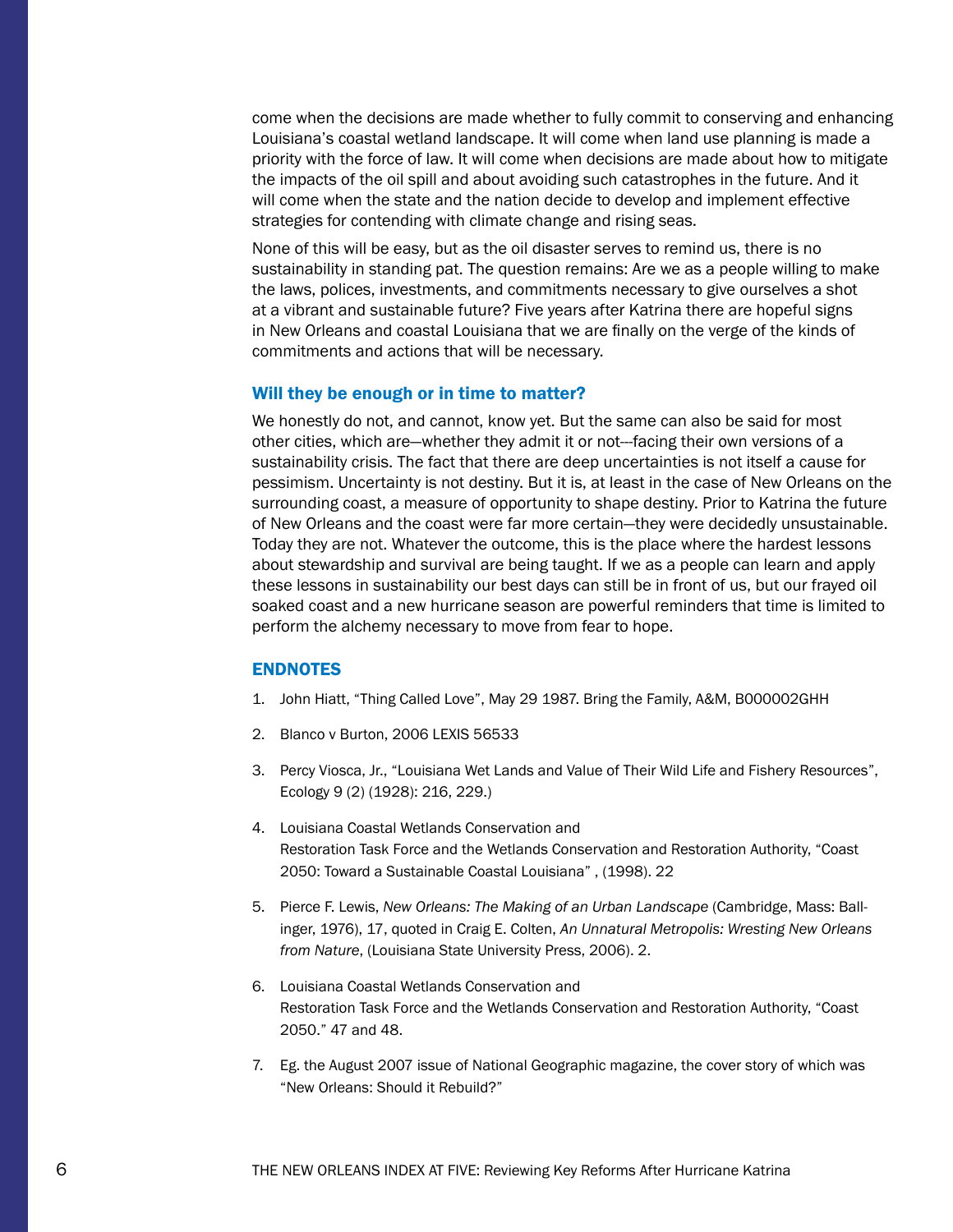come when the decisions are made whether to fully commit to conserving and enhancing Louisiana's coastal wetland landscape. It will come when land use planning is made a priority with the force of law. It will come when decisions are made about how to mitigate the impacts of the oil spill and about avoiding such catastrophes in the future. And it will come when the state and the nation decide to develop and implement effective strategies for contending with climate change and rising seas.

None of this will be easy, but as the oil disaster serves to remind us, there is no sustainability in standing pat. The question remains: Are we as a people willing to make the laws, polices, investments, and commitments necessary to give ourselves a shot at a vibrant and sustainable future? Five years after Katrina there are hopeful signs in New Orleans and coastal Louisiana that we are finally on the verge of the kinds of commitments and actions that will be necessary.

### Will they be enough or in time to matter?

We honestly do not, and cannot, know yet. But the same can also be said for most other cities, which are—whether they admit it or not---facing their own versions of a sustainability crisis. The fact that there are deep uncertainties is not itself a cause for pessimism. Uncertainty is not destiny. But it is, at least in the case of New Orleans on the surrounding coast, a measure of opportunity to shape destiny. Prior to Katrina the future of New Orleans and the coast were far more certain—they were decidedly unsustainable. Today they are not. Whatever the outcome, this is the place where the hardest lessons about stewardship and survival are being taught. If we as a people can learn and apply these lessons in sustainability our best days can still be in front of us, but our frayed oil soaked coast and a new hurricane season are powerful reminders that time is limited to perform the alchemy necessary to move from fear to hope.

### ENDNOTES

1. John Hiatt, "Thing Called Love", May 29 1987. Bring the Family, A&M, B000002GHH
2. Blanco v Burton, 2006 LEXIS 56533
3. Percy Viosca, Jr., "Louisiana Wet Lands and Value of Their Wild Life and Fishery Resources", Ecology 9 (2) (1928): 216, 229.)
4. Louisiana Coastal Wetlands Conservation and Restoration Task Force and the Wetlands Conservation and Restoration Authority, "Coast 2050: Toward a Sustainable Coastal Louisiana" , (1998). 22
5. Pierce F. Lewis, *New Orleans: The Making of an Urban Landscape* (Cambridge, Mass: Ballinger, 1976), 17, quoted in Craig E. Colten, *An Unnatural Metropolis: Wresting New Orleans from Nature*, (Louisiana State University Press, 2006). 2.
6. Louisiana Coastal Wetlands Conservation and Restoration Task Force and the Wetlands Conservation and Restoration Authority, "Coast 2050." 47 and 48.
7. Eg. the August 2007 issue of National Geographic magazine, the cover story of which was "New Orleans: Should it Rebuild?"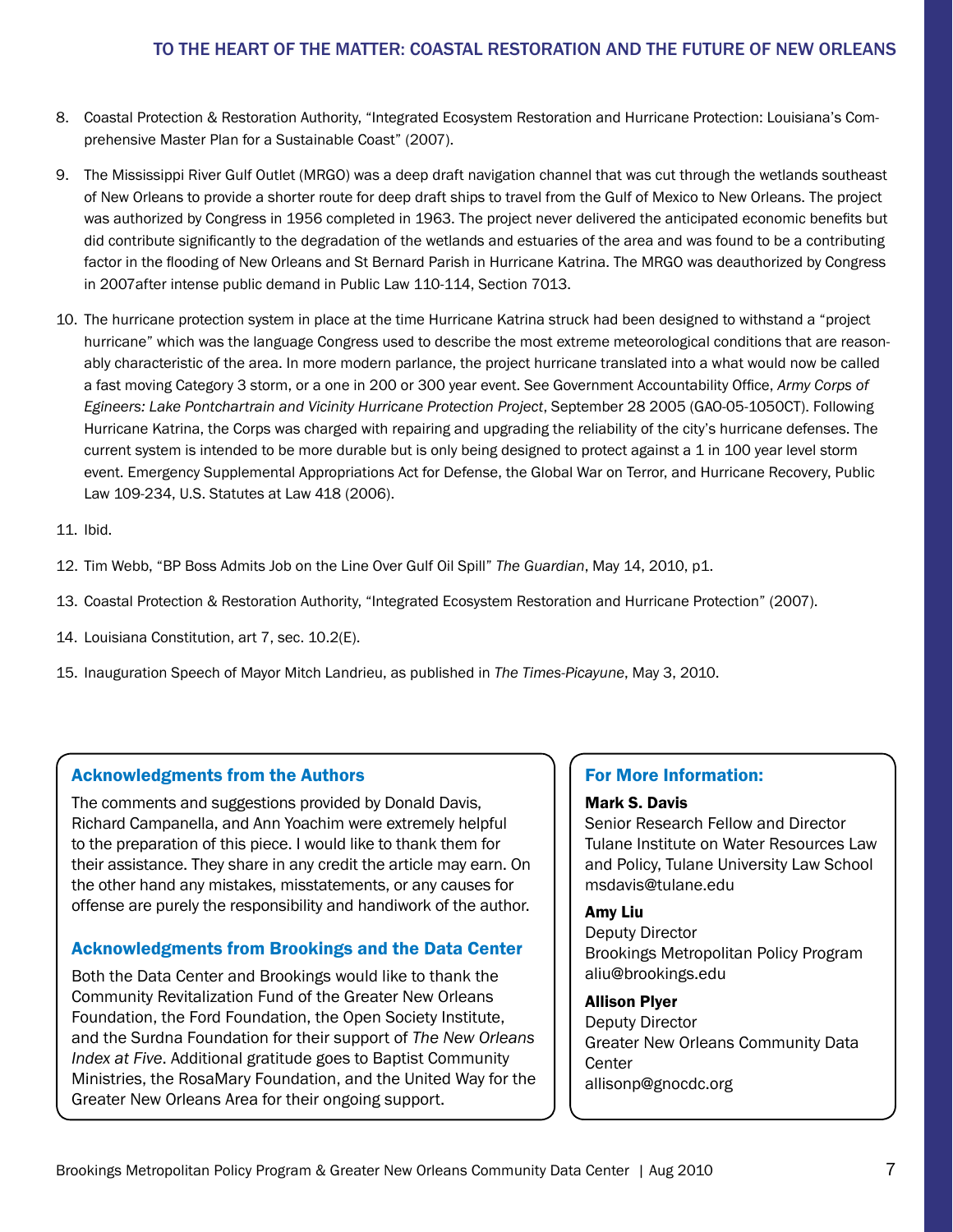8. Coastal Protection & Restoration Authority, "Integrated Ecosystem Restoration and Hurricane Protection: Louisiana's Comprehensive Master Plan for a Sustainable Coast" (2007).

9. The Mississippi River Gulf Outlet (MRGO) was a deep draft navigation channel that was cut through the wetlands southeast of New Orleans to provide a shorter route for deep draft ships to travel from the Gulf of Mexico to New Orleans. The project was authorized by Congress in 1956 completed in 1963. The project never delivered the anticipated economic benefits but did contribute significantly to the degradation of the wetlands and estuaries of the area and was found to be a contributing factor in the flooding of New Orleans and St Bernard Parish in Hurricane Katrina. The MRGO was deauthorized by Congress in 2007after intense public demand in Public Law 110-114, Section 7013.

10. The hurricane protection system in place at the time Hurricane Katrina struck had been designed to withstand a "project hurricane" which was the language Congress used to describe the most extreme meteorological conditions that are reasonably characteristic of the area. In more modern parlance, the project hurricane translated into a what would now be called a fast moving Category 3 storm, or a one in 200 or 300 year event. See Government Accountability Office, *Army Corps of Egineers: Lake Pontchartrain and Vicinity Hurricane Protection Project*, September 28 2005 (GAO-05-1050CT). Following Hurricane Katrina, the Corps was charged with repairing and upgrading the reliability of the city's hurricane defenses. The current system is intended to be more durable but is only being designed to protect against a 1 in 100 year level storm event. Emergency Supplemental Appropriations Act for Defense, the Global War on Terror, and Hurricane Recovery, Public Law 109-234, U.S. Statutes at Law 418 (2006).

11. Ibid.

12. Tim Webb, "BP Boss Admits Job on the Line Over Gulf Oil Spill" *The Guardian*, May 14, 2010, p1.

13. Coastal Protection & Restoration Authority, "Integrated Ecosystem Restoration and Hurricane Protection" (2007).

14. Louisiana Constitution, art 7, sec. 10.2(E).

15. Inauguration Speech of Mayor Mitch Landrieu, as published in *The Times-Picayune*, May 3, 2010.

### Acknowledgments from the Authors

The comments and suggestions provided by Donald Davis, Richard Campanella, and Ann Yoachim were extremely helpful to the preparation of this piece. I would like to thank them for their assistance. They share in any credit the article may earn. On the other hand any mistakes, misstatements, or any causes for offense are purely the responsibility and handiwork of the author.

### Acknowledgments from Brookings and the Data Center

Both the Data Center and Brookings would like to thank the Community Revitalization Fund of the Greater New Orleans Foundation, the Ford Foundation, the Open Society Institute, and the Surdna Foundation for their support of *The New Orleans Index at Five*. Additional gratitude goes to Baptist Community Ministries, the RosaMary Foundation, and the United Way for the Greater New Orleans Area for their ongoing support.

### For More Information:

**Mark S. Davis**
Senior Research Fellow and Director
Tulane Institute on Water Resources Law and Policy, Tulane University Law School
msdavis@tulane.edu

**Amy Liu**
Deputy Director
Brookings Metropolitan Policy Program
aliu@brookings.edu

**Allison Plyer**
Deputy Director
Greater New Orleans Community Data Center
allisonp@gnocdc.org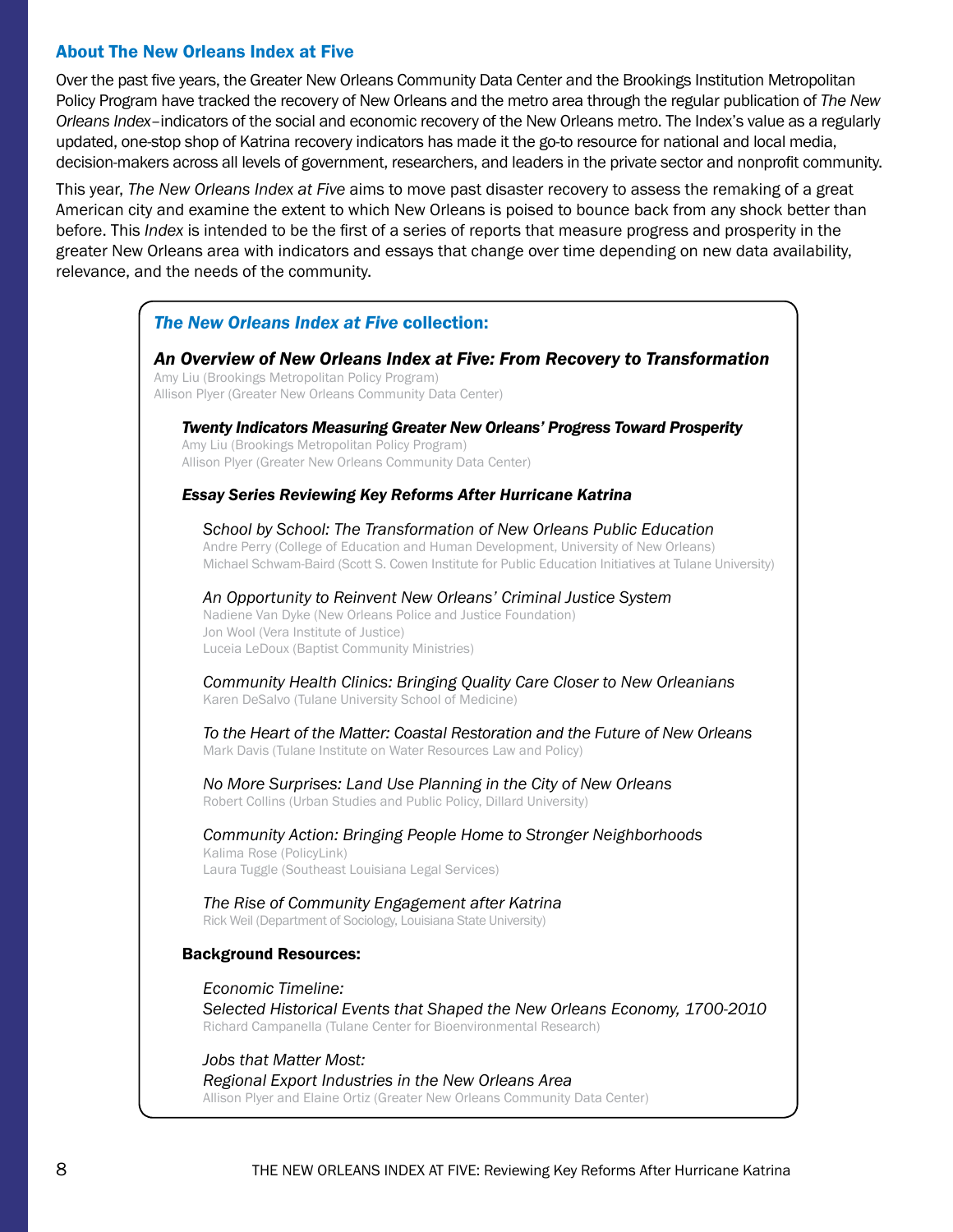## About The New Orleans Index at Five

Over the past five years, the Greater New Orleans Community Data Center and the Brookings Institution Metropolitan Policy Program have tracked the recovery of New Orleans and the metro area through the regular publication of *The New Orleans Index*–indicators of the social and economic recovery of the New Orleans metro. The Index's value as a regularly updated, one-stop shop of Katrina recovery indicators has made it the go-to resource for national and local media, decision-makers across all levels of government, researchers, and leaders in the private sector and nonprofit community.

This year, *The New Orleans Index at Five* aims to move past disaster recovery to assess the remaking of a great American city and examine the extent to which New Orleans is poised to bounce back from any shock better than before. This *Index* is intended to be the first of a series of reports that measure progress and prosperity in the greater New Orleans area with indicators and essays that change over time depending on new data availability, relevance, and the needs of the community.

### *The New Orleans Index at Five* collection:

***An Overview of New Orleans Index at Five: From Recovery to Transformation***
Amy Liu (Brookings Metropolitan Policy Program)
Allison Plyer (Greater New Orleans Community Data Center)

***Twenty Indicators Measuring Greater New Orleans' Progress Toward Prosperity***
Amy Liu (Brookings Metropolitan Policy Program)
Allison Plyer (Greater New Orleans Community Data Center)

***Essay Series Reviewing Key Reforms After Hurricane Katrina***

*School by School: The Transformation of New Orleans Public Education*
Andre Perry (College of Education and Human Development, University of New Orleans)
Michael Schwam-Baird (Scott S. Cowen Institute for Public Education Initiatives at Tulane University)

*An Opportunity to Reinvent New Orleans' Criminal Justice System*
Nadiene Van Dyke (New Orleans Police and Justice Foundation)
Jon Wool (Vera Institute of Justice)
Luceia LeDoux (Baptist Community Ministries)

*Community Health Clinics: Bringing Quality Care Closer to New Orleanians*
Karen DeSalvo (Tulane University School of Medicine)

*To the Heart of the Matter: Coastal Restoration and the Future of New Orleans*
Mark Davis (Tulane Institute on Water Resources Law and Policy)

*No More Surprises: Land Use Planning in the City of New Orleans*
Robert Collins (Urban Studies and Public Policy, Dillard University)

*Community Action: Bringing People Home to Stronger Neighborhoods*
Kalima Rose (PolicyLink)
Laura Tuggle (Southeast Louisiana Legal Services)

*The Rise of Community Engagement after Katrina*
Rick Weil (Department of Sociology, Louisiana State University)

**Background Resources:**

*Economic Timeline:*
*Selected Historical Events that Shaped the New Orleans Economy, 1700-2010*
Richard Campanella (Tulane Center for Bioenvironmental Research)

*Jobs that Matter Most:*
*Regional Export Industries in the New Orleans Area*
Allison Plyer and Elaine Ortiz (Greater New Orleans Community Data Center)